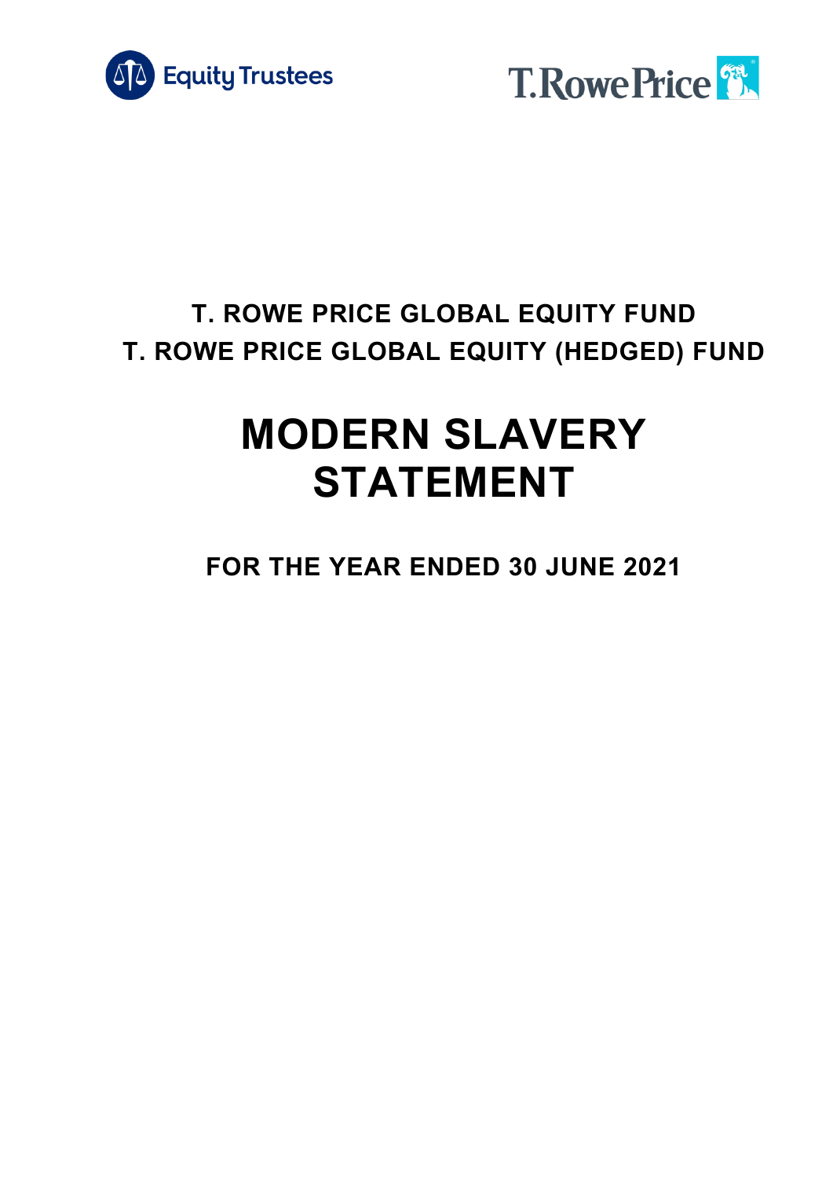Equity Trustees

T. Rowe Price

# T. ROWE PRICE GLOBAL EQUITY FUND
# T. ROWE PRICE GLOBAL EQUITY (HEDGED) FUND

# MODERN SLAVERY STATEMENT

## FOR THE YEAR ENDED 30 JUNE 2021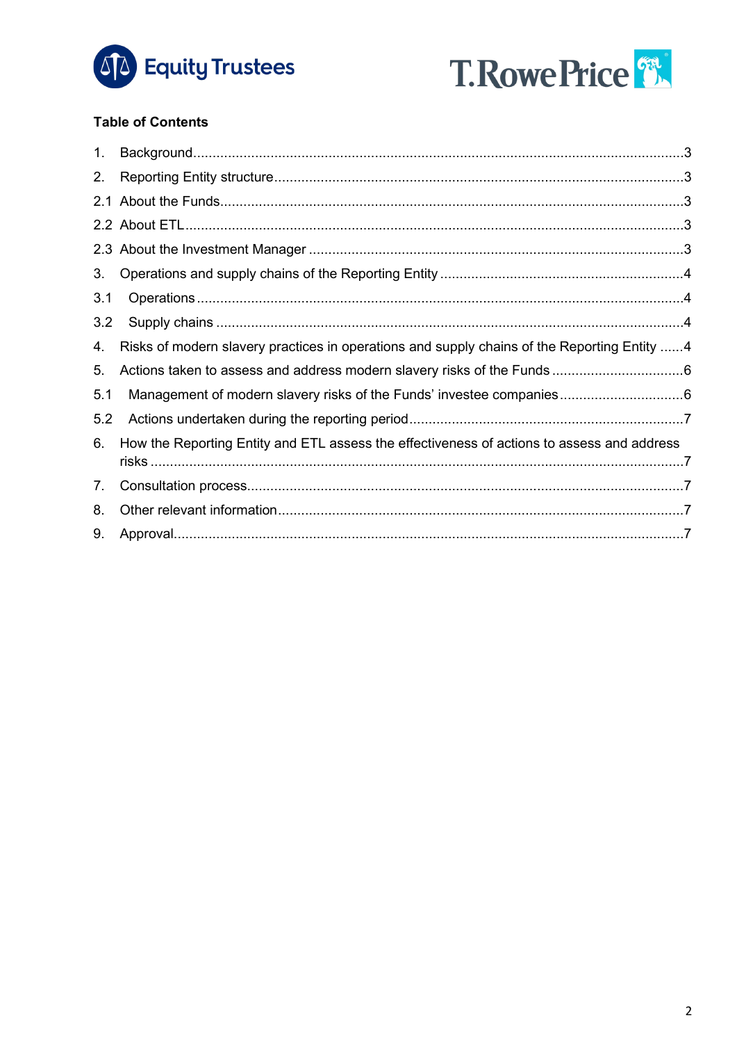**Table of Contents**

1. Background...3
2. Reporting Entity structure...3
   - 2.1 About the Funds...3
   - 2.2 About ETL...3
   - 2.3 About the Investment Manager...3
3. Operations and supply chains of the Reporting Entity...4
   - 3.1 Operations...4
   - 3.2 Supply chains...4
4. Risks of modern slavery practices in operations and supply chains of the Reporting Entity...4
5. Actions taken to assess and address modern slavery risks of the Funds...6
   - 5.1 Management of modern slavery risks of the Funds' investee companies...6
   - 5.2 Actions undertaken during the reporting period...7
6. How the Reporting Entity and ETL assess the effectiveness of actions to assess and address risks...7
7. Consultation process...7
8. Other relevant information...7
9. Approval...7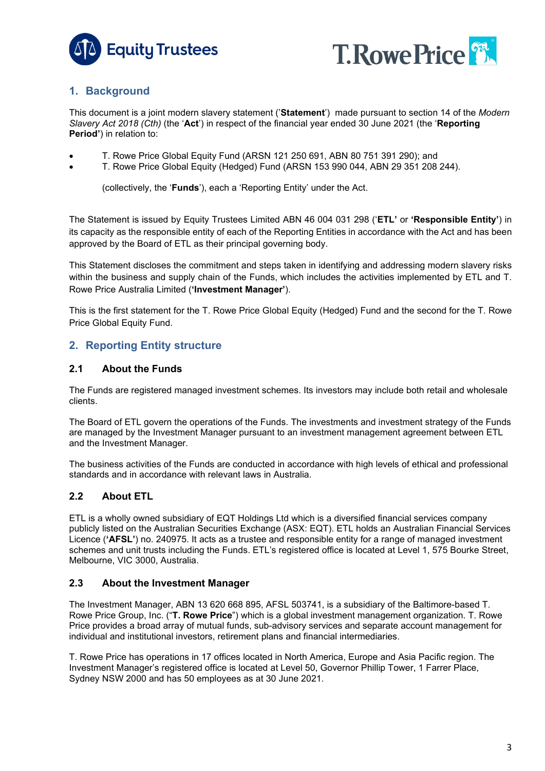## 1. Background

This document is a joint modern slavery statement ('**Statement**') made pursuant to section 14 of the *Modern Slavery Act 2018 (Cth)* (the '**Act**') in respect of the financial year ended 30 June 2021 (the '**Reporting Period'**) in relation to:

- T. Rowe Price Global Equity Fund (ARSN 121 250 691, ABN 80 751 391 290); and
- T. Rowe Price Global Equity (Hedged) Fund (ARSN 153 990 044, ABN 29 351 208 244).

(collectively, the '**Funds**'), each a 'Reporting Entity' under the Act.

The Statement is issued by Equity Trustees Limited ABN 46 004 031 298 ('**ETL'** or **'Responsible Entity'**) in its capacity as the responsible entity of each of the Reporting Entities in accordance with the Act and has been approved by the Board of ETL as their principal governing body.

This Statement discloses the commitment and steps taken in identifying and addressing modern slavery risks within the business and supply chain of the Funds, which includes the activities implemented by ETL and T. Rowe Price Australia Limited (**'Investment Manager'**).

This is the first statement for the T. Rowe Price Global Equity (Hedged) Fund and the second for the T. Rowe Price Global Equity Fund.

## 2. Reporting Entity structure

### 2.1 About the Funds

The Funds are registered managed investment schemes. Its investors may include both retail and wholesale clients.

The Board of ETL govern the operations of the Funds. The investments and investment strategy of the Funds are managed by the Investment Manager pursuant to an investment management agreement between ETL and the Investment Manager.

The business activities of the Funds are conducted in accordance with high levels of ethical and professional standards and in accordance with relevant laws in Australia.

### 2.2 About ETL

ETL is a wholly owned subsidiary of EQT Holdings Ltd which is a diversified financial services company publicly listed on the Australian Securities Exchange (ASX: EQT). ETL holds an Australian Financial Services Licence (**'AFSL'**) no. 240975. It acts as a trustee and responsible entity for a range of managed investment schemes and unit trusts including the Funds. ETL's registered office is located at Level 1, 575 Bourke Street, Melbourne, VIC 3000, Australia.

### 2.3 About the Investment Manager

The Investment Manager, ABN 13 620 668 895, AFSL 503741, is a subsidiary of the Baltimore-based T. Rowe Price Group, Inc. ("**T. Rowe Price**") which is a global investment management organization. T. Rowe Price provides a broad array of mutual funds, sub-advisory services and separate account management for individual and institutional investors, retirement plans and financial intermediaries.

T. Rowe Price has operations in 17 offices located in North America, Europe and Asia Pacific region. The Investment Manager's registered office is located at Level 50, Governor Phillip Tower, 1 Farrer Place, Sydney NSW 2000 and has 50 employees as at 30 June 2021.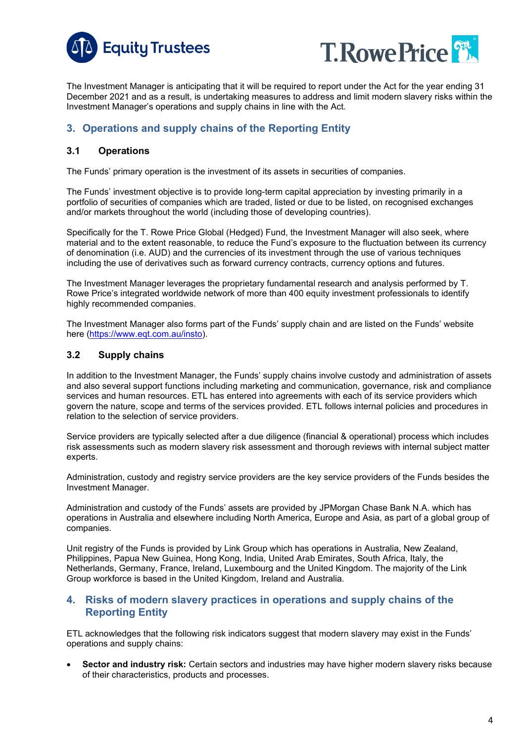The Investment Manager is anticipating that it will be required to report under the Act for the year ending 31 December 2021 and as a result, is undertaking measures to address and limit modern slavery risks within the Investment Manager's operations and supply chains in line with the Act.

## 3. Operations and supply chains of the Reporting Entity

### 3.1 Operations

The Funds' primary operation is the investment of its assets in securities of companies.

The Funds' investment objective is to provide long-term capital appreciation by investing primarily in a portfolio of securities of companies which are traded, listed or due to be listed, on recognised exchanges and/or markets throughout the world (including those of developing countries).

Specifically for the T. Rowe Price Global (Hedged) Fund, the Investment Manager will also seek, where material and to the extent reasonable, to reduce the Fund's exposure to the fluctuation between its currency of denomination (i.e. AUD) and the currencies of its investment through the use of various techniques including the use of derivatives such as forward currency contracts, currency options and futures.

The Investment Manager leverages the proprietary fundamental research and analysis performed by T. Rowe Price's integrated worldwide network of more than 400 equity investment professionals to identify highly recommended companies.

The Investment Manager also forms part of the Funds' supply chain and are listed on the Funds' website here (https://www.eqt.com.au/insto).

### 3.2 Supply chains

In addition to the Investment Manager, the Funds' supply chains involve custody and administration of assets and also several support functions including marketing and communication, governance, risk and compliance services and human resources. ETL has entered into agreements with each of its service providers which govern the nature, scope and terms of the services provided. ETL follows internal policies and procedures in relation to the selection of service providers.

Service providers are typically selected after a due diligence (financial & operational) process which includes risk assessments such as modern slavery risk assessment and thorough reviews with internal subject matter experts.

Administration, custody and registry service providers are the key service providers of the Funds besides the Investment Manager.

Administration and custody of the Funds' assets are provided by JPMorgan Chase Bank N.A. which has operations in Australia and elsewhere including North America, Europe and Asia, as part of a global group of companies.

Unit registry of the Funds is provided by Link Group which has operations in Australia, New Zealand, Philippines, Papua New Guinea, Hong Kong, India, United Arab Emirates, South Africa, Italy, the Netherlands, Germany, France, Ireland, Luxembourg and the United Kingdom. The majority of the Link Group workforce is based in the United Kingdom, Ireland and Australia.

## 4. Risks of modern slavery practices in operations and supply chains of the Reporting Entity

ETL acknowledges that the following risk indicators suggest that modern slavery may exist in the Funds' operations and supply chains:

- **Sector and industry risk:** Certain sectors and industries may have higher modern slavery risks because of their characteristics, products and processes.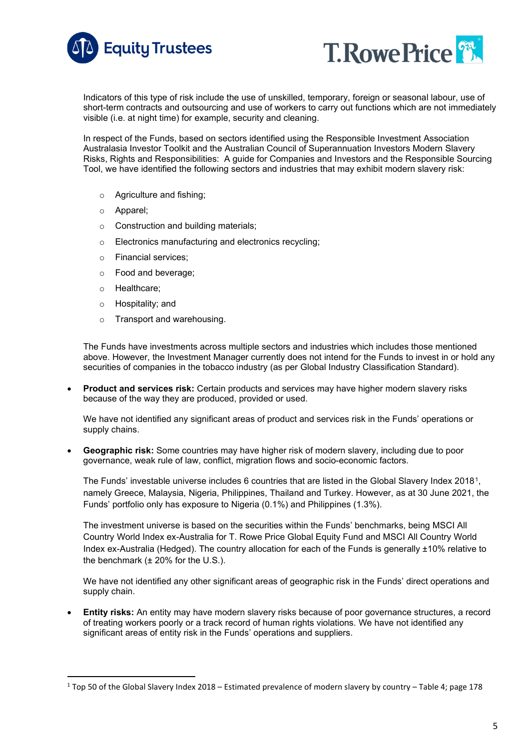Indicators of this type of risk include the use of unskilled, temporary, foreign or seasonal labour, use of short-term contracts and outsourcing and use of workers to carry out functions which are not immediately visible (i.e. at night time) for example, security and cleaning.

In respect of the Funds, based on sectors identified using the Responsible Investment Association Australasia Investor Toolkit and the Australian Council of Superannuation Investors Modern Slavery Risks, Rights and Responsibilities: A guide for Companies and Investors and the Responsible Sourcing Tool, we have identified the following sectors and industries that may exhibit modern slavery risk:

- Agriculture and fishing;
- Apparel;
- Construction and building materials;
- Electronics manufacturing and electronics recycling;
- Financial services;
- Food and beverage;
- Healthcare;
- Hospitality; and
- Transport and warehousing.

The Funds have investments across multiple sectors and industries which includes those mentioned above. However, the Investment Manager currently does not intend for the Funds to invest in or hold any securities of companies in the tobacco industry (as per Global Industry Classification Standard).

- **Product and services risk:** Certain products and services may have higher modern slavery risks because of the way they are produced, provided or used.

  We have not identified any significant areas of product and services risk in the Funds' operations or supply chains.

- **Geographic risk:** Some countries may have higher risk of modern slavery, including due to poor governance, weak rule of law, conflict, migration flows and socio-economic factors.

  The Funds' investable universe includes 6 countries that are listed in the Global Slavery Index 2018[1], namely Greece, Malaysia, Nigeria, Philippines, Thailand and Turkey. However, as at 30 June 2021, the Funds' portfolio only has exposure to Nigeria (0.1%) and Philippines (1.3%).

  The investment universe is based on the securities within the Funds' benchmarks, being MSCI All Country World Index ex-Australia for T. Rowe Price Global Equity Fund and MSCI All Country World Index ex-Australia (Hedged). The country allocation for each of the Funds is generally ±10% relative to the benchmark (± 20% for the U.S.).

  We have not identified any other significant areas of geographic risk in the Funds' direct operations and supply chain.

- **Entity risks:** An entity may have modern slavery risks because of poor governance structures, a record of treating workers poorly or a track record of human rights violations. We have not identified any significant areas of entity risk in the Funds' operations and suppliers.

[1] Top 50 of the Global Slavery Index 2018 – Estimated prevalence of modern slavery by country – Table 4; page 178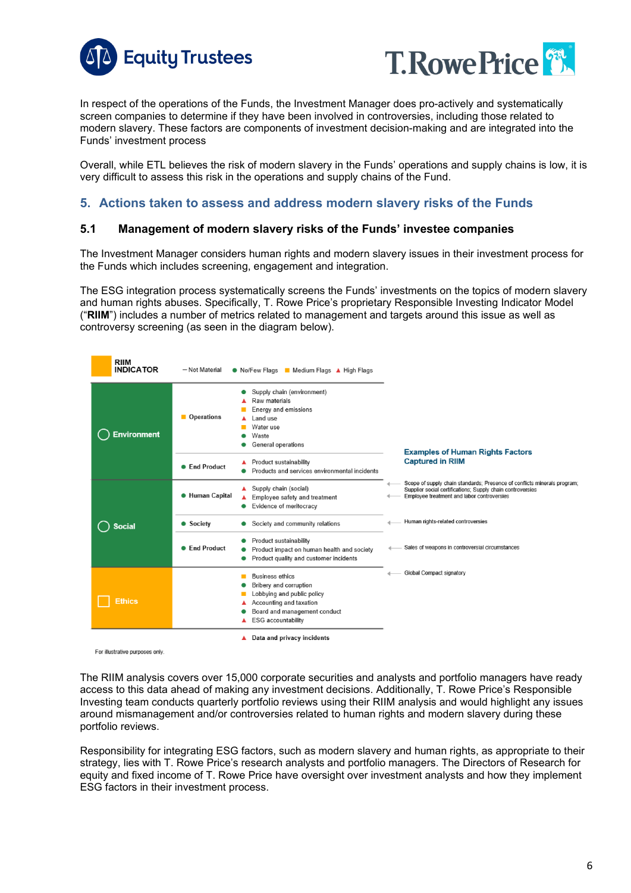In respect of the operations of the Funds, the Investment Manager does pro-actively and systematically screen companies to determine if they have been involved in controversies, including those related to modern slavery. These factors are components of investment decision-making and are integrated into the Funds' investment process

Overall, while ETL believes the risk of modern slavery in the Funds' operations and supply chains is low, it is very difficult to assess this risk in the operations and supply chains of the Fund.

## 5. Actions taken to assess and address modern slavery risks of the Funds

### 5.1 Management of modern slavery risks of the Funds' investee companies

The Investment Manager considers human rights and modern slavery issues in their investment process for the Funds which includes screening, engagement and integration.

The ESG integration process systematically screens the Funds' investments on the topics of modern slavery and human rights abuses. Specifically, T. Rowe Price's proprietary Responsible Investing Indicator Model ("**RIIM**") includes a number of metrics related to management and targets around this issue as well as controversy screening (as seen in the diagram below).

**RIIM INDICATOR** — Not Material; ● No/Few Flags; ■ Medium Flags; ▲ High Flags

| Pillar | Category | Factors | Examples of Human Rights Factors Captured in RIIM |
|---|---|---|---|
| Environment | ■ Operations | ● Supply chain (environment)<br>▲ Raw materials<br>■ Energy and emissions<br>▲ Land use<br>■ Water use<br>● Waste<br>● General operations | |
| | ● End Product | ▲ Product sustainability<br>● Products and services environmental incidents | |
| Social | ● Human Capital | ▲ Supply chain (social)<br>▲ Employee safety and treatment<br>● Evidence of meritocracy | Scope of supply chain standards; Presence of conflicts minerals program; Supplier social certifications; Supply chain controversies<br>Employee treatment and labor controversies |
| | ● Society | ● Society and community relations | Human rights-related controversies |
| | ● End Product | ● Product sustainability<br>● Product impact on human health and society<br>● Product quality and customer incidents | Sales of weapons in controversial circumstances |
| Ethics | | ■ Business ethics<br>● Bribery and corruption<br>■ Lobbying and public policy<br>▲ Accounting and taxation<br>● Board and management conduct<br>▲ ESG accountability | Global Compact signatory |
| | | ▲ Data and privacy incidents | |

For illustrative purposes only.

The RIIM analysis covers over 15,000 corporate securities and analysts and portfolio managers have ready access to this data ahead of making any investment decisions. Additionally, T. Rowe Price's Responsible Investing team conducts quarterly portfolio reviews using their RIIM analysis and would highlight any issues around mismanagement and/or controversies related to human rights and modern slavery during these portfolio reviews.

Responsibility for integrating ESG factors, such as modern slavery and human rights, as appropriate to their strategy, lies with T. Rowe Price's research analysts and portfolio managers. The Directors of Research for equity and fixed income of T. Rowe Price have oversight over investment analysts and how they implement ESG factors in their investment process.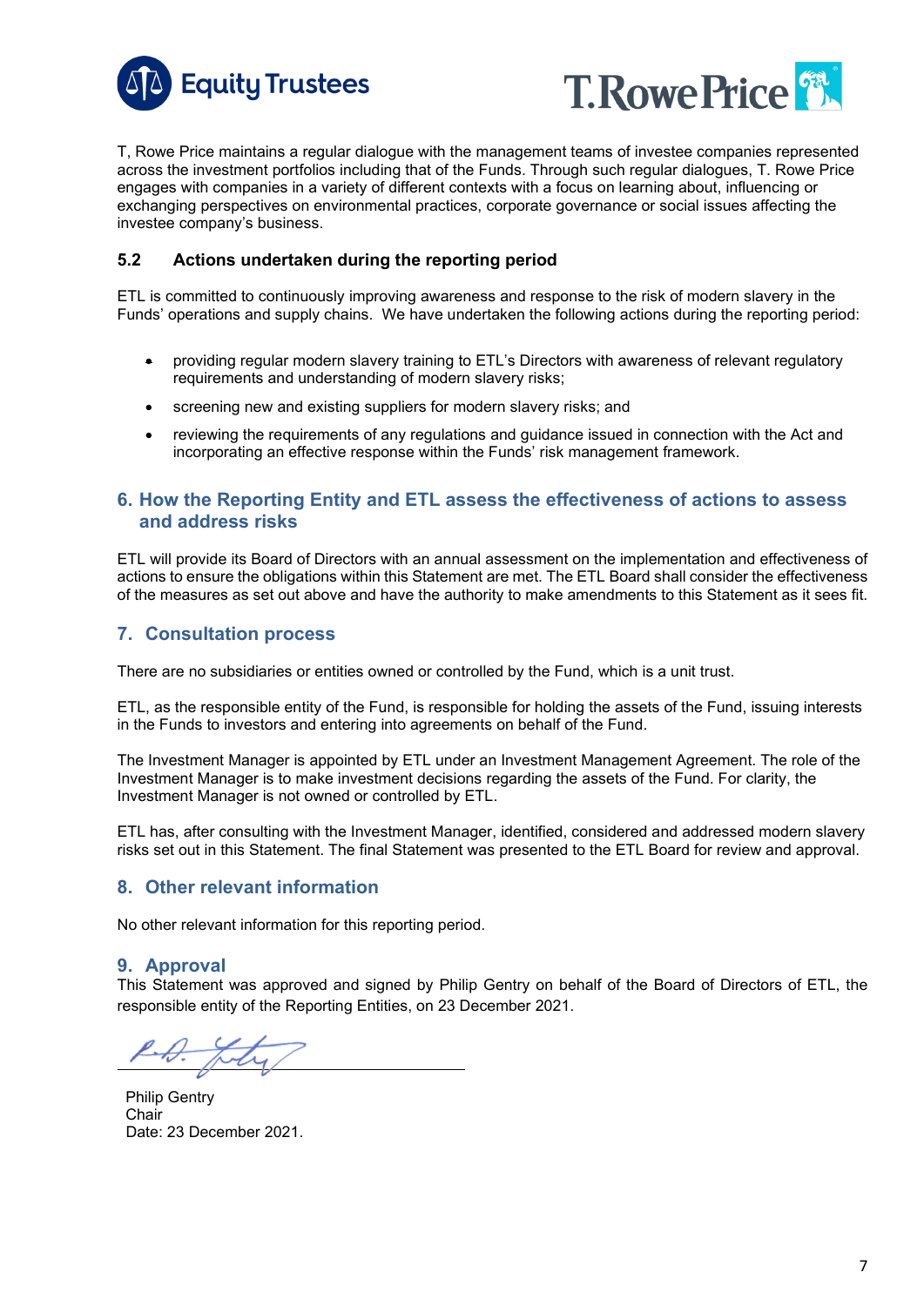T, Rowe Price maintains a regular dialogue with the management teams of investee companies represented across the investment portfolios including that of the Funds. Through such regular dialogues, T. Rowe Price engages with companies in a variety of different contexts with a focus on learning about, influencing or exchanging perspectives on environmental practices, corporate governance or social issues affecting the investee company's business.

### 5.2 Actions undertaken during the reporting period

ETL is committed to continuously improving awareness and response to the risk of modern slavery in the Funds' operations and supply chains. We have undertaken the following actions during the reporting period:

- providing regular modern slavery training to ETL's Directors with awareness of relevant regulatory requirements and understanding of modern slavery risks;
- screening new and existing suppliers for modern slavery risks; and
- reviewing the requirements of any regulations and guidance issued in connection with the Act and incorporating an effective response within the Funds' risk management framework.

## 6. How the Reporting Entity and ETL assess the effectiveness of actions to assess and address risks

ETL will provide its Board of Directors with an annual assessment on the implementation and effectiveness of actions to ensure the obligations within this Statement are met. The ETL Board shall consider the effectiveness of the measures as set out above and have the authority to make amendments to this Statement as it sees fit.

## 7. Consultation process

There are no subsidiaries or entities owned or controlled by the Fund, which is a unit trust.

ETL, as the responsible entity of the Fund, is responsible for holding the assets of the Fund, issuing interests in the Funds to investors and entering into agreements on behalf of the Fund.

The Investment Manager is appointed by ETL under an Investment Management Agreement. The role of the Investment Manager is to make investment decisions regarding the assets of the Fund. For clarity, the Investment Manager is not owned or controlled by ETL.

ETL has, after consulting with the Investment Manager, identified, considered and addressed modern slavery risks set out in this Statement. The final Statement was presented to the ETL Board for review and approval.

## 8. Other relevant information

No other relevant information for this reporting period.

## 9. Approval

This Statement was approved and signed by Philip Gentry on behalf of the Board of Directors of ETL, the responsible entity of the Reporting Entities, on 23 December 2021.

Philip Gentry
Chair
Date: 23 December 2021.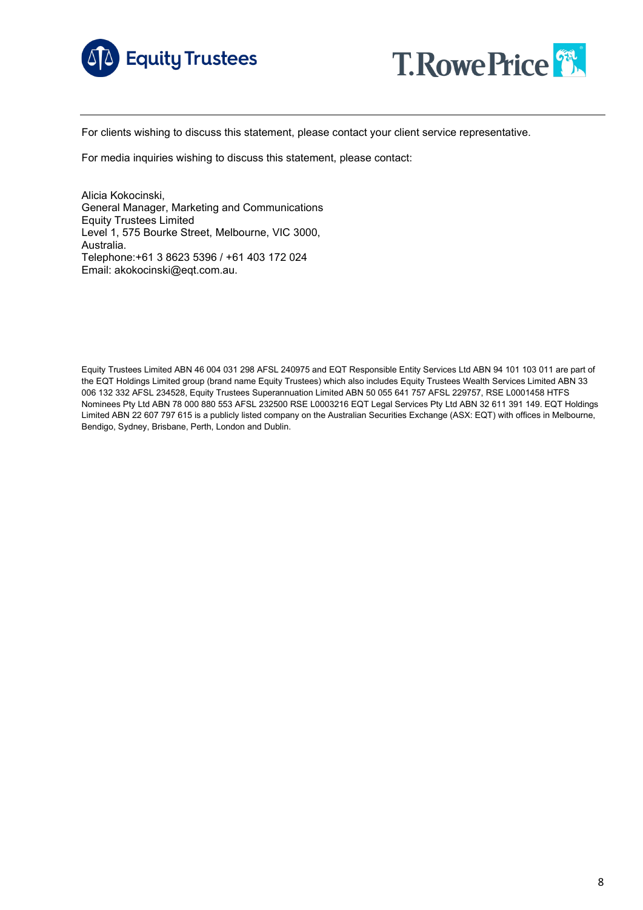For clients wishing to discuss this statement, please contact your client service representative.

For media inquiries wishing to discuss this statement, please contact:

Alicia Kokocinski,
General Manager, Marketing and Communications
Equity Trustees Limited
Level 1, 575 Bourke Street, Melbourne, VIC 3000,
Australia.
Telephone:+61 3 8623 5396 / +61 403 172 024
Email: akokocinski@eqt.com.au.

Equity Trustees Limited ABN 46 004 031 298 AFSL 240975 and EQT Responsible Entity Services Ltd ABN 94 101 103 011 are part of the EQT Holdings Limited group (brand name Equity Trustees) which also includes Equity Trustees Wealth Services Limited ABN 33 006 132 332 AFSL 234528, Equity Trustees Superannuation Limited ABN 50 055 641 757 AFSL 229757, RSE L0001458 HTFS Nominees Pty Ltd ABN 78 000 880 553 AFSL 232500 RSE L0003216 EQT Legal Services Pty Ltd ABN 32 611 391 149. EQT Holdings Limited ABN 22 607 797 615 is a publicly listed company on the Australian Securities Exchange (ASX: EQT) with offices in Melbourne, Bendigo, Sydney, Brisbane, Perth, London and Dublin.